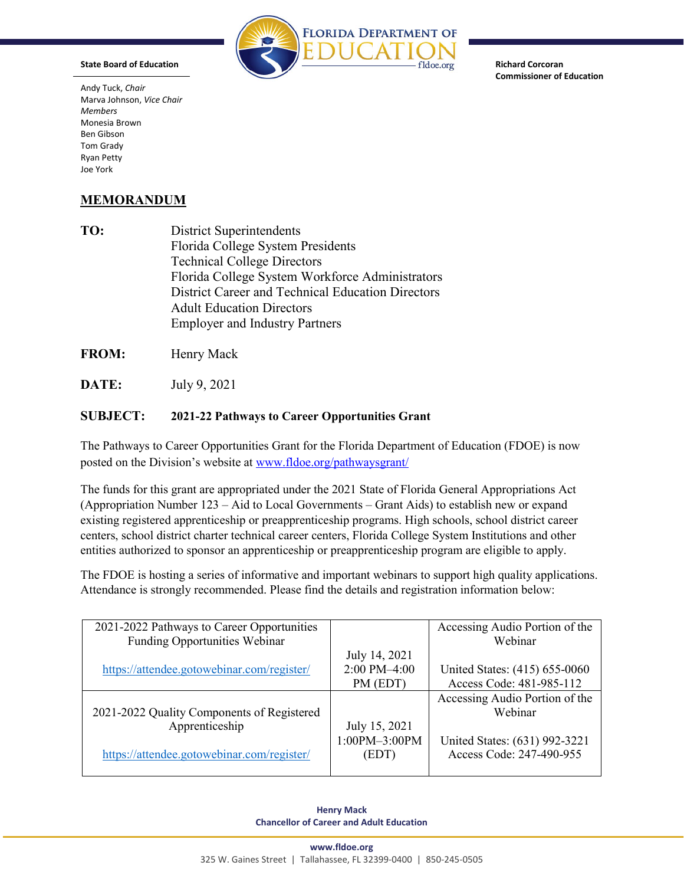**Florida Department of Education**
fldoe.org

**State Board of Education**

Andy Tuck, *Chair*
Marva Johnson, *Vice Chair*
*Members*
Monesia Brown
Ben Gibson
Tom Grady
Ryan Petty
Joe York

**Richard Corcoran**
**Commissioner of Education**

# MEMORANDUM

**TO:** District Superintendents
Florida College System Presidents
Technical College Directors
Florida College System Workforce Administrators
District Career and Technical Education Directors
Adult Education Directors
Employer and Industry Partners

**FROM:** Henry Mack

**DATE:** July 9, 2021

**SUBJECT:** **2021-22 Pathways to Career Opportunities Grant**

The Pathways to Career Opportunities Grant for the Florida Department of Education (FDOE) is now posted on the Division's website at www.fldoe.org/pathwaysgrant/

The funds for this grant are appropriated under the 2021 State of Florida General Appropriations Act (Appropriation Number 123 – Aid to Local Governments – Grant Aids) to establish new or expand existing registered apprenticeship or preapprenticeship programs. High schools, school district career centers, school district charter technical career centers, Florida College System Institutions and other entities authorized to sponsor an apprenticeship or preapprenticeship program are eligible to apply.

The FDOE is hosting a series of informative and important webinars to support high quality applications. Attendance is strongly recommended. Please find the details and registration information below:

| Webinar | Date/Time | Audio |
|---|---|---|
| 2021-2022 Pathways to Career Opportunities Funding Opportunities Webinar<br>https://attendee.gotowebinar.com/register/ | July 14, 2021<br>2:00 PM–4:00 PM (EDT) | Accessing Audio Portion of the Webinar<br>United States: (415) 655-0060<br>Access Code: 481-985-112 |
| 2021-2022 Quality Components of Registered Apprenticeship<br>https://attendee.gotowebinar.com/register/ | July 15, 2021<br>1:00PM–3:00PM (EDT) | Accessing Audio Portion of the Webinar<br>United States: (631) 992-3221<br>Access Code: 247-490-955 |

**Henry Mack**
**Chancellor of Career and Adult Education**

**www.fldoe.org**
325 W. Gaines Street | Tallahassee, FL 32399-0400 | 850-245-0505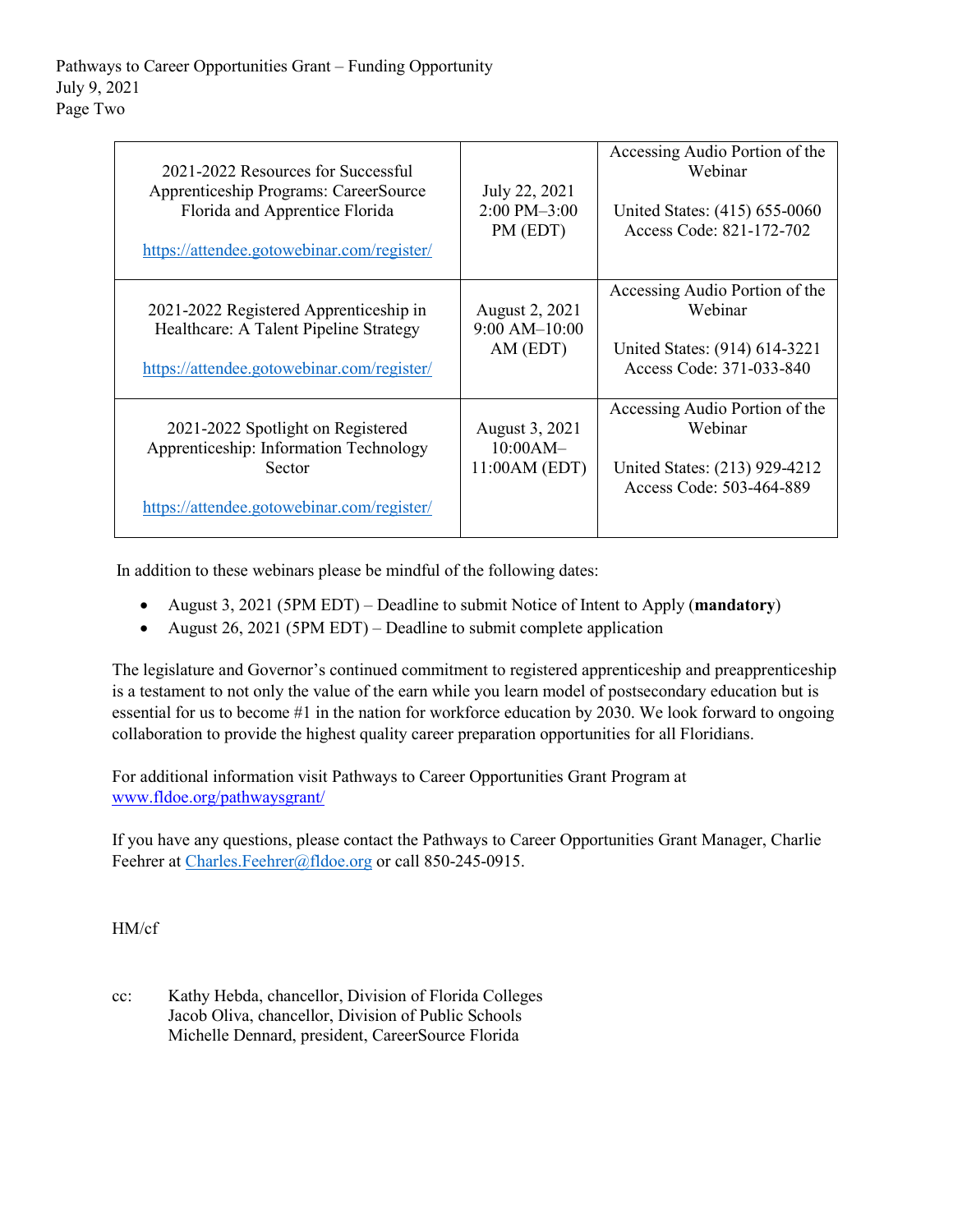| | | |
|---|---|---|
| 2021-2022 Resources for Successful Apprenticeship Programs: CareerSource Florida and Apprentice Florida<br><br>https://attendee.gotowebinar.com/register/ | July 22, 2021<br>2:00 PM–3:00 PM (EDT) | Accessing Audio Portion of the Webinar<br><br>United States: (415) 655-0060<br>Access Code: 821-172-702 |
| 2021-2022 Registered Apprenticeship in Healthcare: A Talent Pipeline Strategy<br><br>https://attendee.gotowebinar.com/register/ | August 2, 2021<br>9:00 AM–10:00 AM (EDT) | Accessing Audio Portion of the Webinar<br><br>United States: (914) 614-3221<br>Access Code: 371-033-840 |
| 2021-2022 Spotlight on Registered Apprenticeship: Information Technology Sector<br><br>https://attendee.gotowebinar.com/register/ | August 3, 2021<br>10:00AM–11:00AM (EDT) | Accessing Audio Portion of the Webinar<br><br>United States: (213) 929-4212<br>Access Code: 503-464-889 |

In addition to these webinars please be mindful of the following dates:

- August 3, 2021 (5PM EDT) – Deadline to submit Notice of Intent to Apply (**mandatory**)
- August 26, 2021 (5PM EDT) – Deadline to submit complete application

The legislature and Governor's continued commitment to registered apprenticeship and preapprenticeship is a testament to not only the value of the earn while you learn model of postsecondary education but is essential for us to become #1 in the nation for workforce education by 2030. We look forward to ongoing collaboration to provide the highest quality career preparation opportunities for all Floridians.

For additional information visit Pathways to Career Opportunities Grant Program at www.fldoe.org/pathwaysgrant/

If you have any questions, please contact the Pathways to Career Opportunities Grant Manager, Charlie Feehrer at Charles.Feehrer@fldoe.org or call 850-245-0915.

HM/cf

cc: Kathy Hebda, chancellor, Division of Florida Colleges
Jacob Oliva, chancellor, Division of Public Schools
Michelle Dennard, president, CareerSource Florida